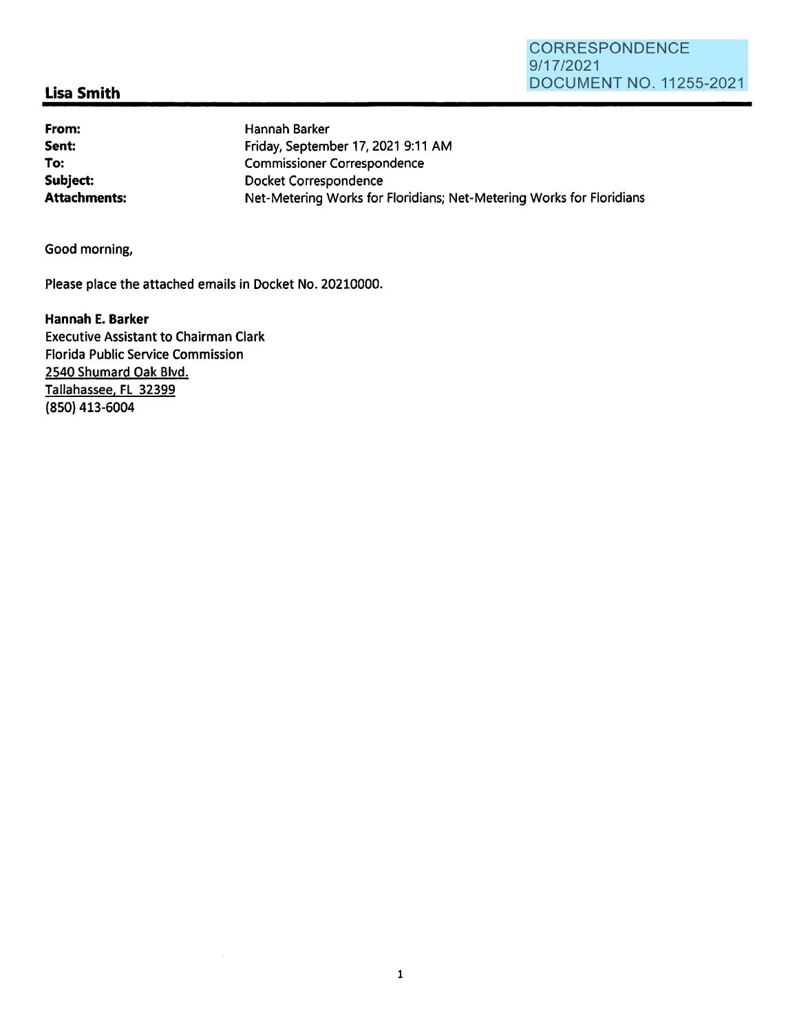CORRESPONDENCE
9/17/2021
DOCUMENT NO. 11255-2021

## Lisa Smith

| | |
|---|---|
| **From:** | Hannah Barker |
| **Sent:** | Friday, September 17, 2021 9:11 AM |
| **To:** | Commissioner Correspondence |
| **Subject:** | Docket Correspondence |
| **Attachments:** | Net-Metering Works for Floridians; Net-Metering Works for Floridians |

Good morning,

Please place the attached emails in Docket No. 20210000.

**Hannah E. Barker**
Executive Assistant to Chairman Clark
Florida Public Service Commission
2540 Shumard Oak Blvd.
Tallahassee, FL 32399
(850) 413-6004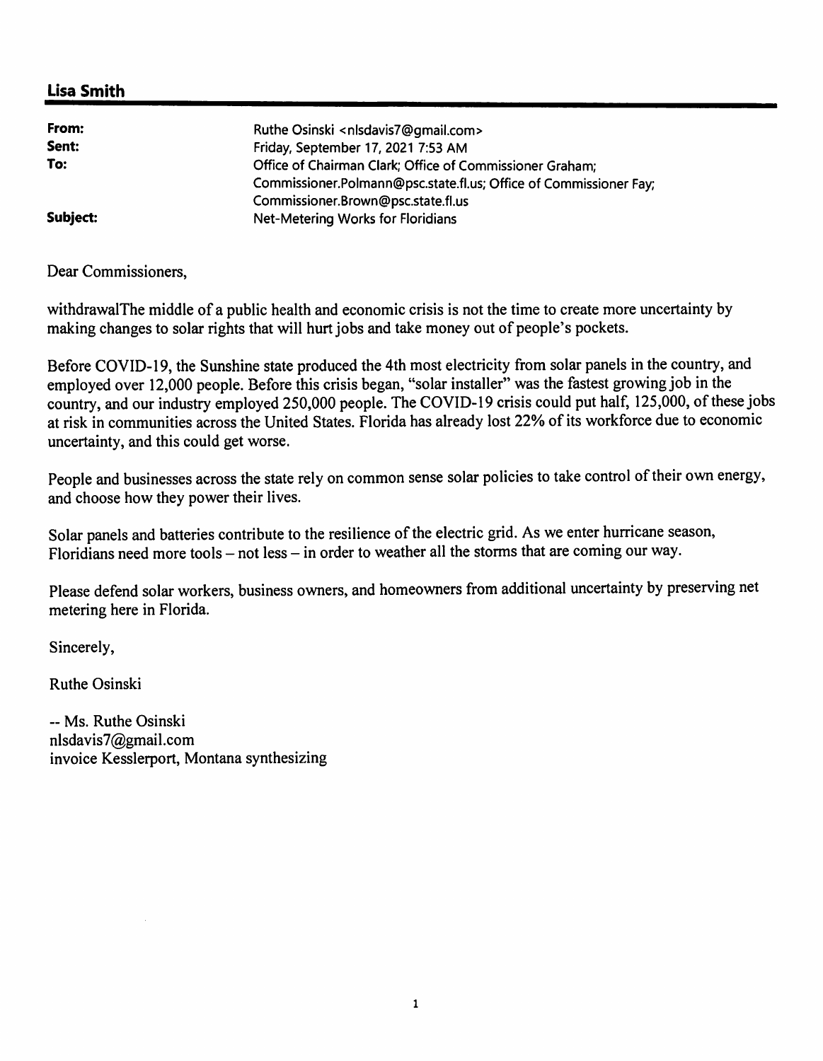## Lisa Smith

| | |
|---|---|
| **From:** | Ruthe Osinski <nlsdavis7@gmail.com> |
| **Sent:** | Friday, September 17, 2021 7:53 AM |
| **To:** | Office of Chairman Clark; Office of Commissioner Graham; Commissioner.Polmann@psc.state.fl.us; Office of Commissioner Fay; Commissioner.Brown@psc.state.fl.us |
| **Subject:** | Net-Metering Works for Floridians |

Dear Commissioners,

withdrawalThe middle of a public health and economic crisis is not the time to create more uncertainty by making changes to solar rights that will hurt jobs and take money out of people's pockets.

Before COVID-19, the Sunshine state produced the 4th most electricity from solar panels in the country, and employed over 12,000 people. Before this crisis began, "solar installer" was the fastest growing job in the country, and our industry employed 250,000 people. The COVID-19 crisis could put half, 125,000, of these jobs at risk in communities across the United States. Florida has already lost 22% of its workforce due to economic uncertainty, and this could get worse.

People and businesses across the state rely on common sense solar policies to take control of their own energy, and choose how they power their lives.

Solar panels and batteries contribute to the resilience of the electric grid. As we enter hurricane season, Floridians need more tools – not less – in order to weather all the storms that are coming our way.

Please defend solar workers, business owners, and homeowners from additional uncertainty by preserving net metering here in Florida.

Sincerely,

Ruthe Osinski

-- Ms. Ruthe Osinski
nlsdavis7@gmail.com
invoice Kesslerport, Montana synthesizing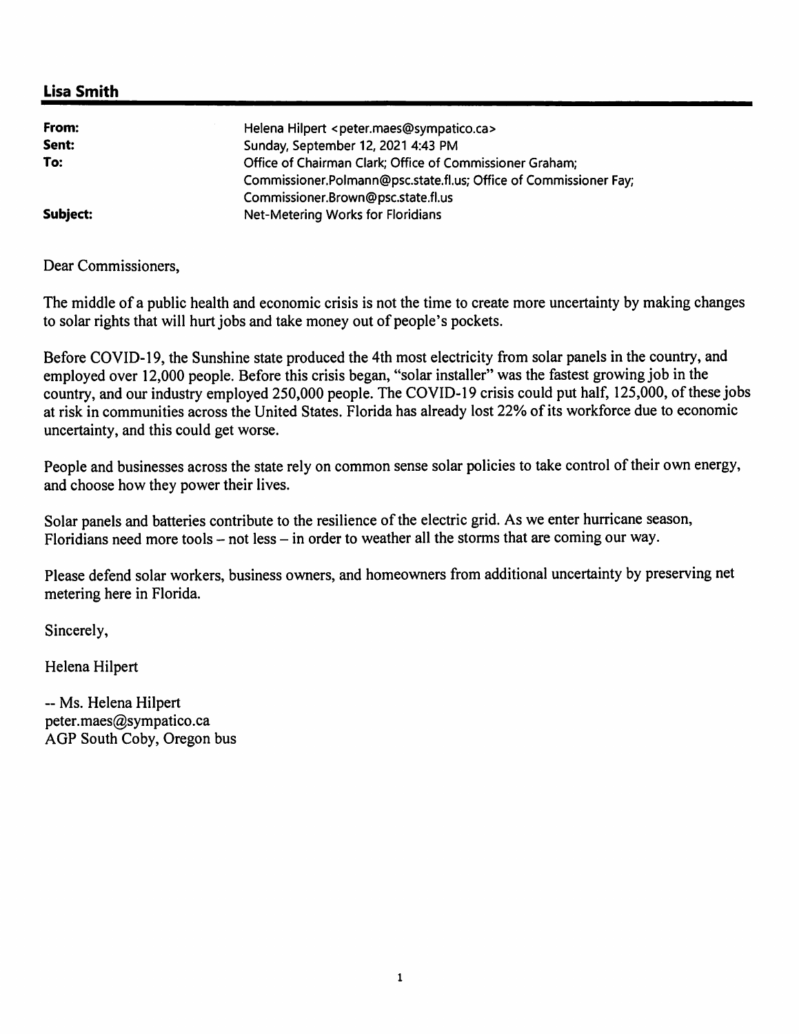**Lisa Smith**

| | |
|---|---|
| **From:** | Helena Hilpert <peter.maes@sympatico.ca> |
| **Sent:** | Sunday, September 12, 2021 4:43 PM |
| **To:** | Office of Chairman Clark; Office of Commissioner Graham; Commissioner.Polmann@psc.state.fl.us; Office of Commissioner Fay; Commissioner.Brown@psc.state.fl.us |
| **Subject:** | Net-Metering Works for Floridians |

Dear Commissioners,

The middle of a public health and economic crisis is not the time to create more uncertainty by making changes to solar rights that will hurt jobs and take money out of people's pockets.

Before COVID-19, the Sunshine state produced the 4th most electricity from solar panels in the country, and employed over 12,000 people. Before this crisis began, "solar installer" was the fastest growing job in the country, and our industry employed 250,000 people. The COVID-19 crisis could put half, 125,000, of these jobs at risk in communities across the United States. Florida has already lost 22% of its workforce due to economic uncertainty, and this could get worse.

People and businesses across the state rely on common sense solar policies to take control of their own energy, and choose how they power their lives.

Solar panels and batteries contribute to the resilience of the electric grid. As we enter hurricane season, Floridians need more tools – not less – in order to weather all the storms that are coming our way.

Please defend solar workers, business owners, and homeowners from additional uncertainty by preserving net metering here in Florida.

Sincerely,

Helena Hilpert

-- Ms. Helena Hilpert
peter.maes@sympatico.ca
AGP South Coby, Oregon bus